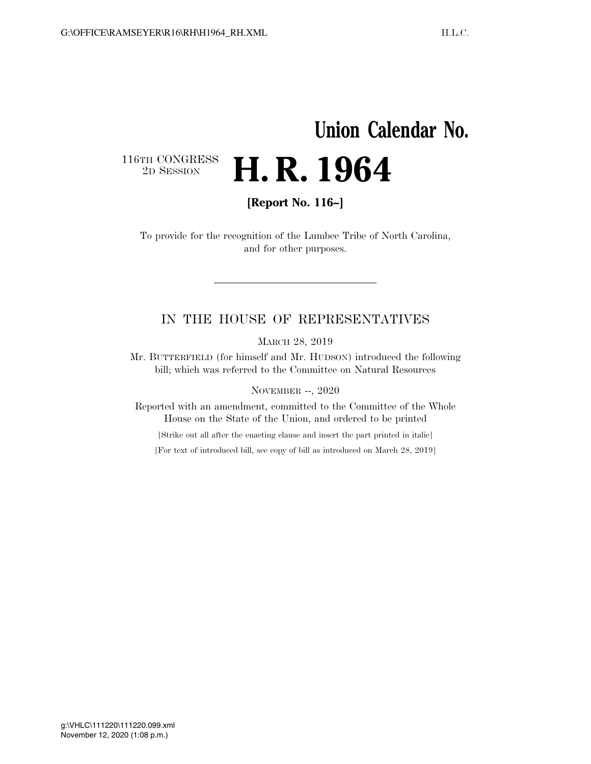# Union Calendar No.

116TH CONGRESS
2D SESSION

# H. R. 1964

**[Report No. 116–]**

To provide for the recognition of the Lumbee Tribe of North Carolina, and for other purposes.

---

IN THE HOUSE OF REPRESENTATIVES

MARCH 28, 2019

Mr. BUTTERFIELD (for himself and Mr. HUDSON) introduced the following bill; which was referred to the Committee on Natural Resources

NOVEMBER --, 2020

Reported with an amendment, committed to the Committee of the Whole House on the State of the Union, and ordered to be printed

[Strike out all after the enacting clause and insert the part printed in italic]

[For text of introduced bill, see copy of bill as introduced on March 28, 2019]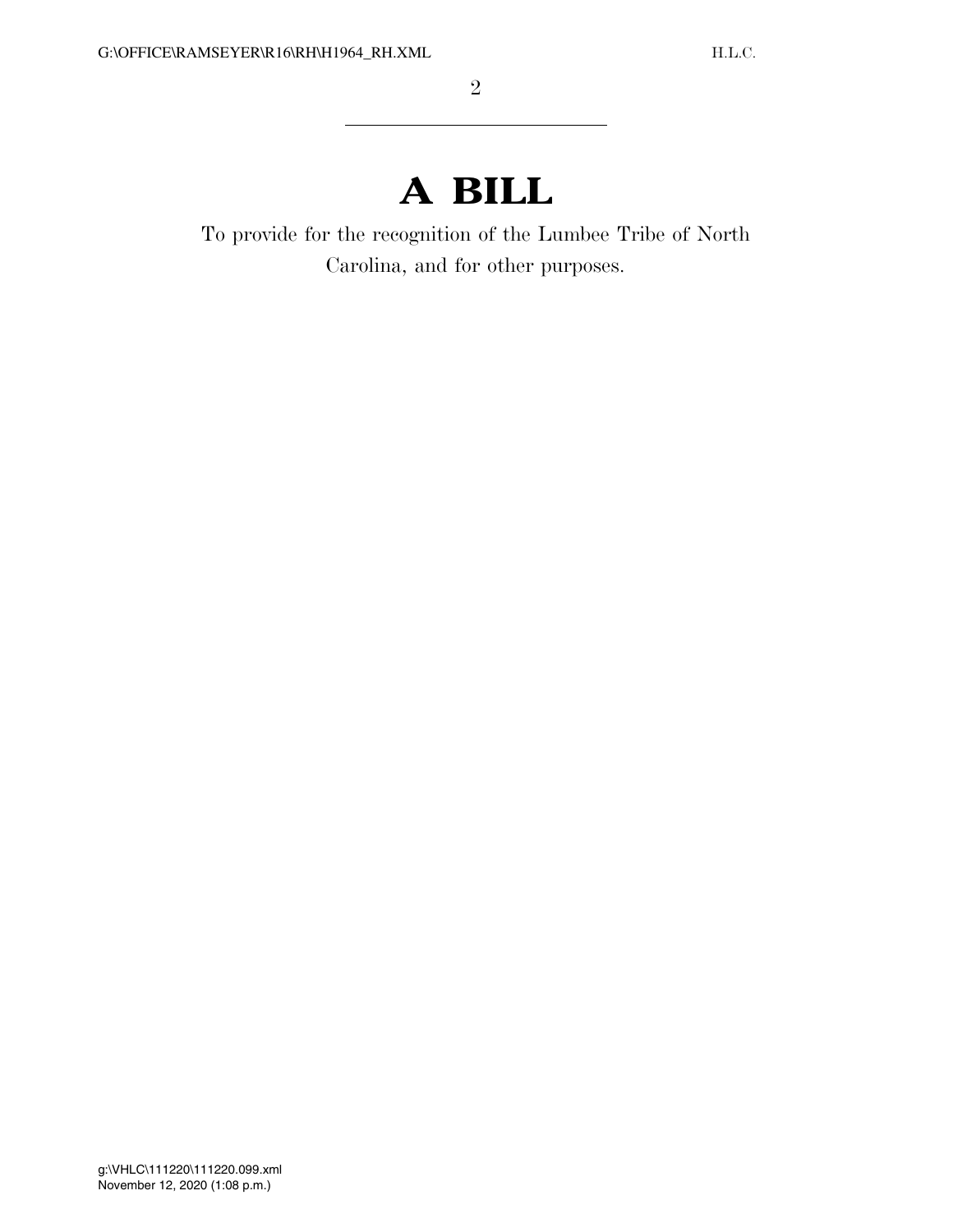# A BILL

To provide for the recognition of the Lumbee Tribe of North Carolina, and for other purposes.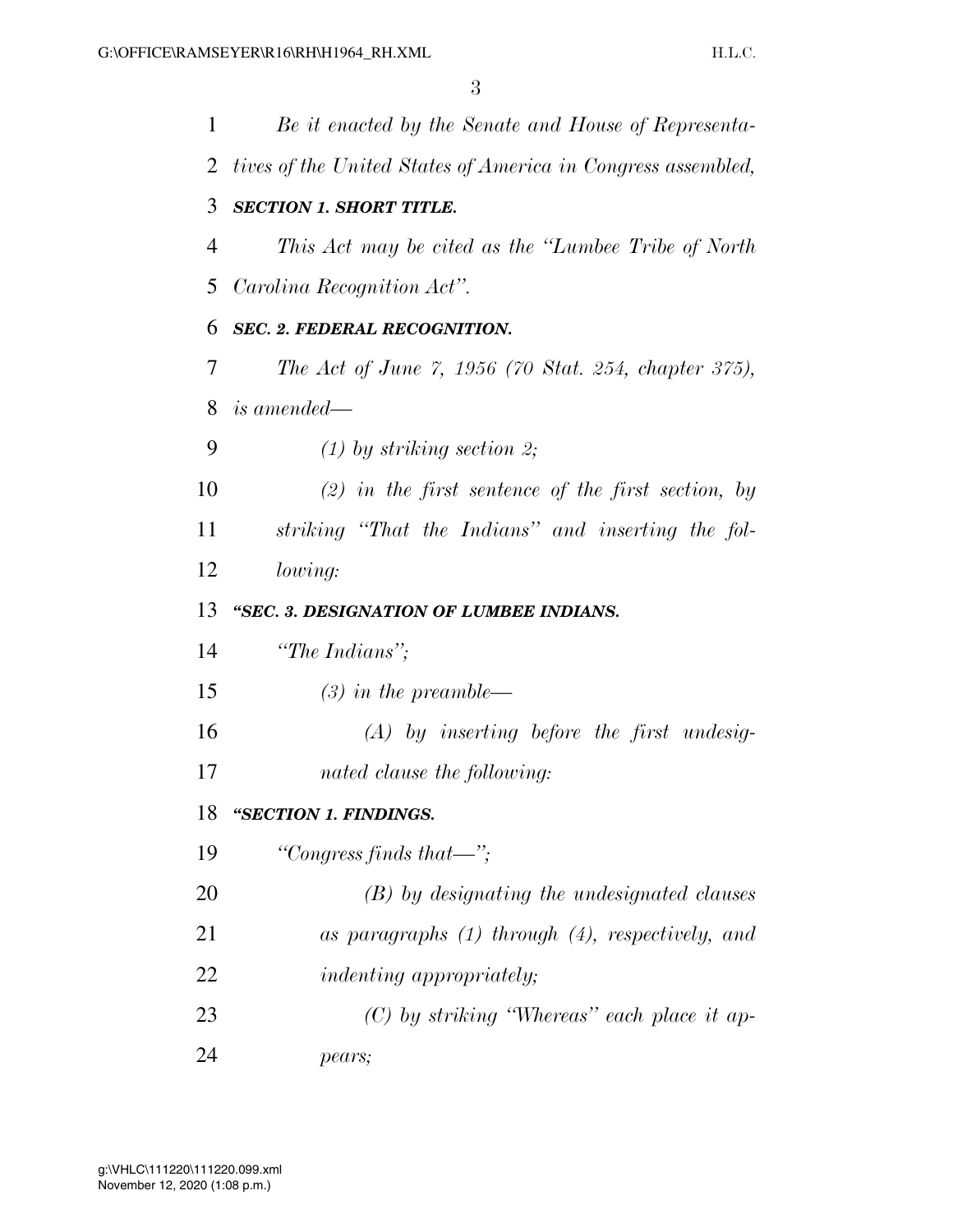*Be it enacted by the Senate and House of Representatives of the United States of America in Congress assembled,*

***SECTION 1. SHORT TITLE.***

*This Act may be cited as the "Lumbee Tribe of North Carolina Recognition Act".*

***SEC. 2. FEDERAL RECOGNITION.***

*The Act of June 7, 1956 (70 Stat. 254, chapter 375), is amended—*

*(1) by striking section 2;*

*(2) in the first sentence of the first section, by striking "That the Indians" and inserting the following:*

***"SEC. 3. DESIGNATION OF LUMBEE INDIANS.***

*"The Indians";*

*(3) in the preamble—*

*(A) by inserting before the first undesignated clause the following:*

***"SECTION 1. FINDINGS.***

*"Congress finds that—";*

*(B) by designating the undesignated clauses as paragraphs (1) through (4), respectively, and indenting appropriately;*

*(C) by striking "Whereas" each place it appears;*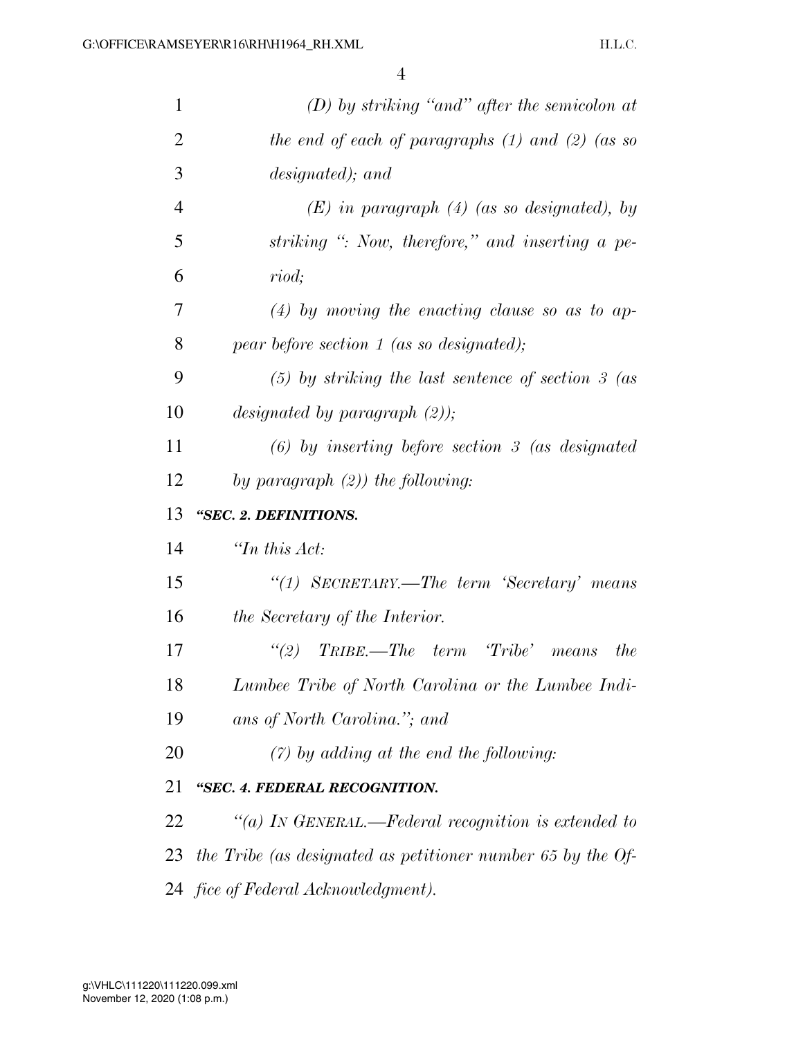*(D) by striking "and" after the semicolon at the end of each of paragraphs (1) and (2) (as so designated); and*

*(E) in paragraph (4) (as so designated), by striking ": Now, therefore," and inserting a period;*

*(4) by moving the enacting clause so as to appear before section 1 (as so designated);*

*(5) by striking the last sentence of section 3 (as designated by paragraph (2));*

*(6) by inserting before section 3 (as designated by paragraph (2)) the following:*

***"SEC. 2. DEFINITIONS.***

*"In this Act:*

*"(1) SECRETARY.—The term 'Secretary' means the Secretary of the Interior.*

*"(2) TRIBE.—The term 'Tribe' means the Lumbee Tribe of North Carolina or the Lumbee Indians of North Carolina."; and*

*(7) by adding at the end the following:*

***"SEC. 4. FEDERAL RECOGNITION.***

*"(a) IN GENERAL.—Federal recognition is extended to the Tribe (as designated as petitioner number 65 by the Office of Federal Acknowledgment).*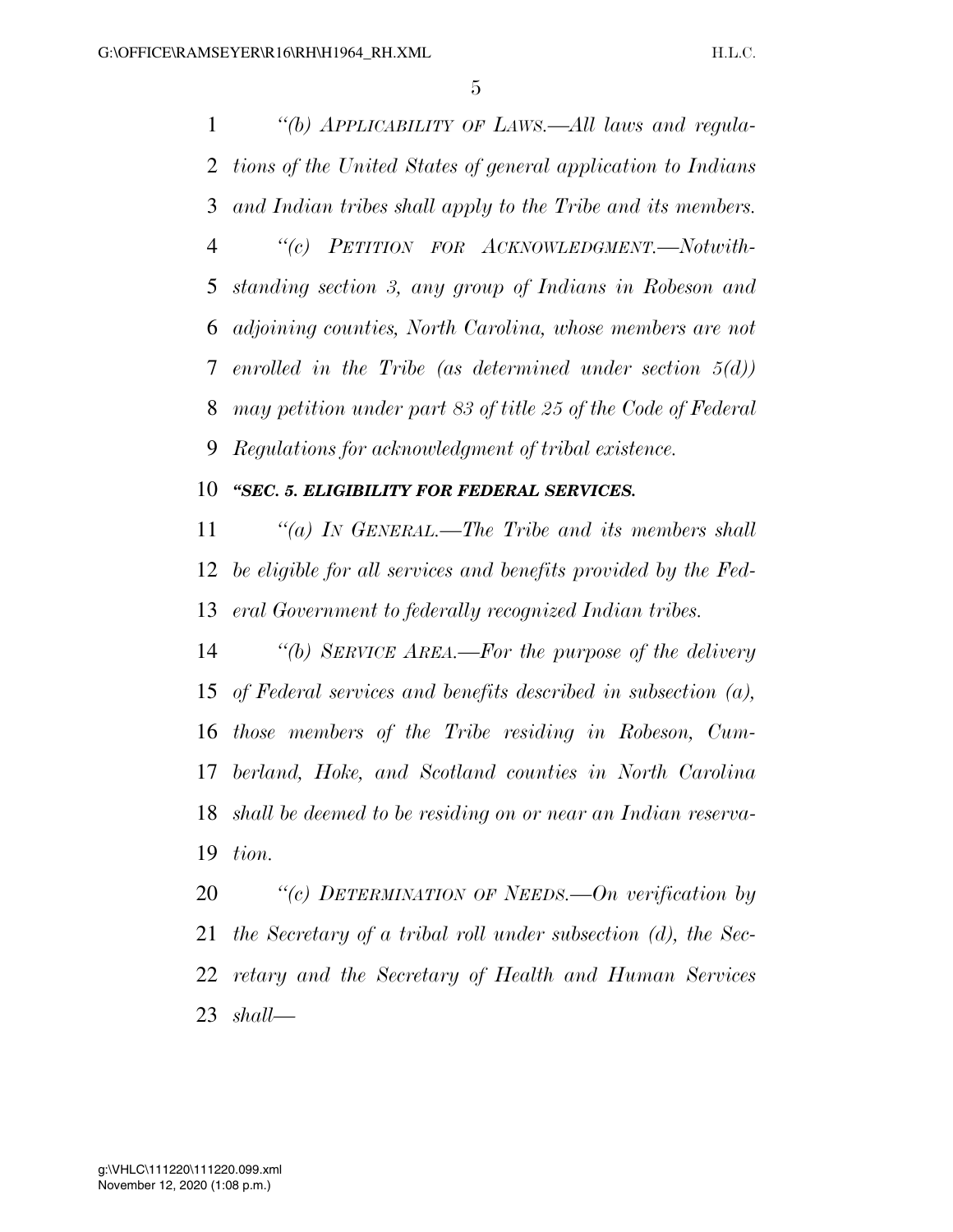*"(b) Applicability of Laws.—All laws and regulations of the United States of general application to Indians and Indian tribes shall apply to the Tribe and its members.*

*"(c) Petition for Acknowledgment.—Notwithstanding section 3, any group of Indians in Robeson and adjoining counties, North Carolina, whose members are not enrolled in the Tribe (as determined under section 5(d)) may petition under part 83 of title 25 of the Code of Federal Regulations for acknowledgment of tribal existence.*

***"SEC. 5. ELIGIBILITY FOR FEDERAL SERVICES.***

*"(a) In General.—The Tribe and its members shall be eligible for all services and benefits provided by the Federal Government to federally recognized Indian tribes.*

*"(b) Service Area.—For the purpose of the delivery of Federal services and benefits described in subsection (a), those members of the Tribe residing in Robeson, Cumberland, Hoke, and Scotland counties in North Carolina shall be deemed to be residing on or near an Indian reservation.*

*"(c) Determination of Needs.—On verification by the Secretary of a tribal roll under subsection (d), the Secretary and the Secretary of Health and Human Services shall—*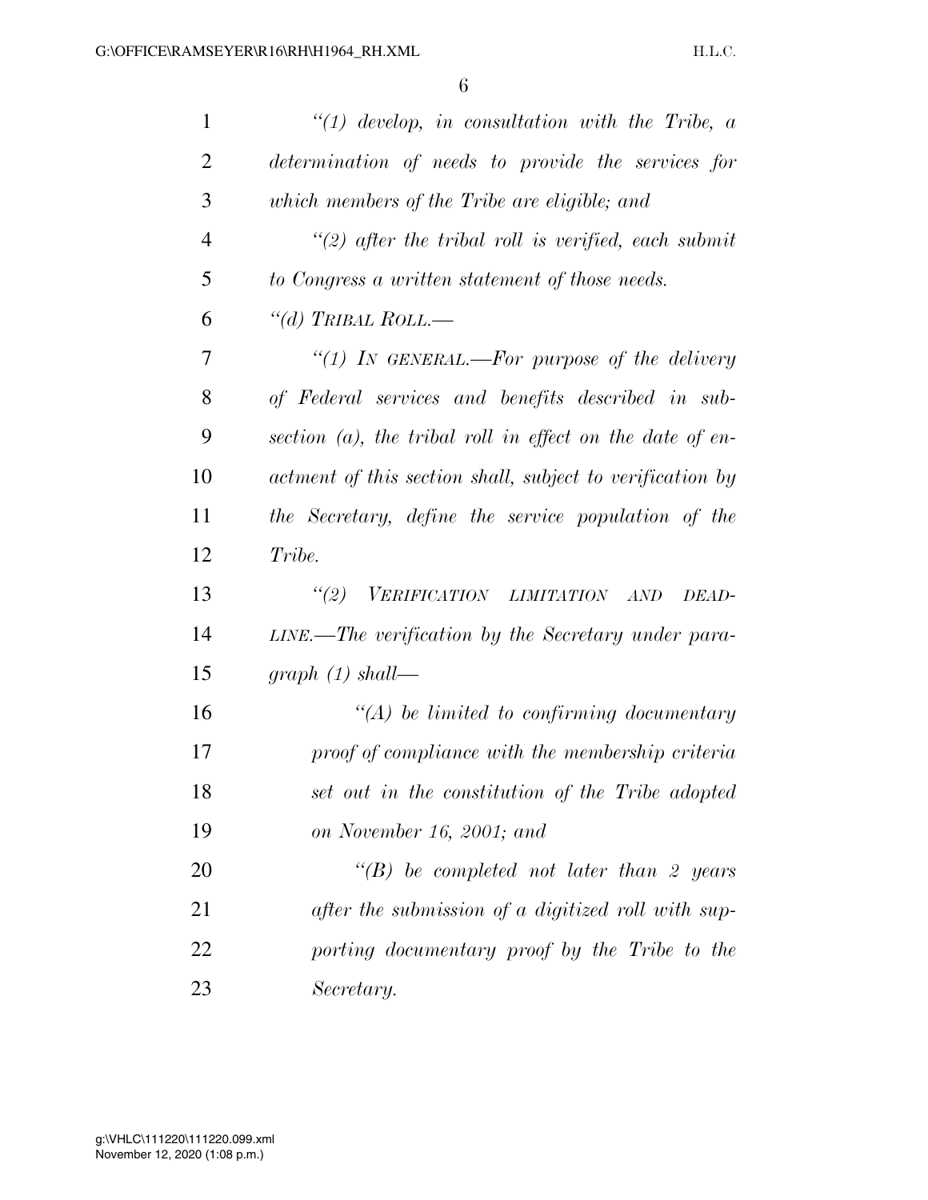*"(1) develop, in consultation with the Tribe, a determination of needs to provide the services for which members of the Tribe are eligible; and*

*"(2) after the tribal roll is verified, each submit to Congress a written statement of those needs.*

*"(d) TRIBAL ROLL.—*

*"(1) IN GENERAL.—For purpose of the delivery of Federal services and benefits described in subsection (a), the tribal roll in effect on the date of enactment of this section shall, subject to verification by the Secretary, define the service population of the Tribe.*

*"(2) VERIFICATION LIMITATION AND DEADLINE.—The verification by the Secretary under paragraph (1) shall—*

*"(A) be limited to confirming documentary proof of compliance with the membership criteria set out in the constitution of the Tribe adopted on November 16, 2001; and*

*"(B) be completed not later than 2 years after the submission of a digitized roll with supporting documentary proof by the Tribe to the Secretary.*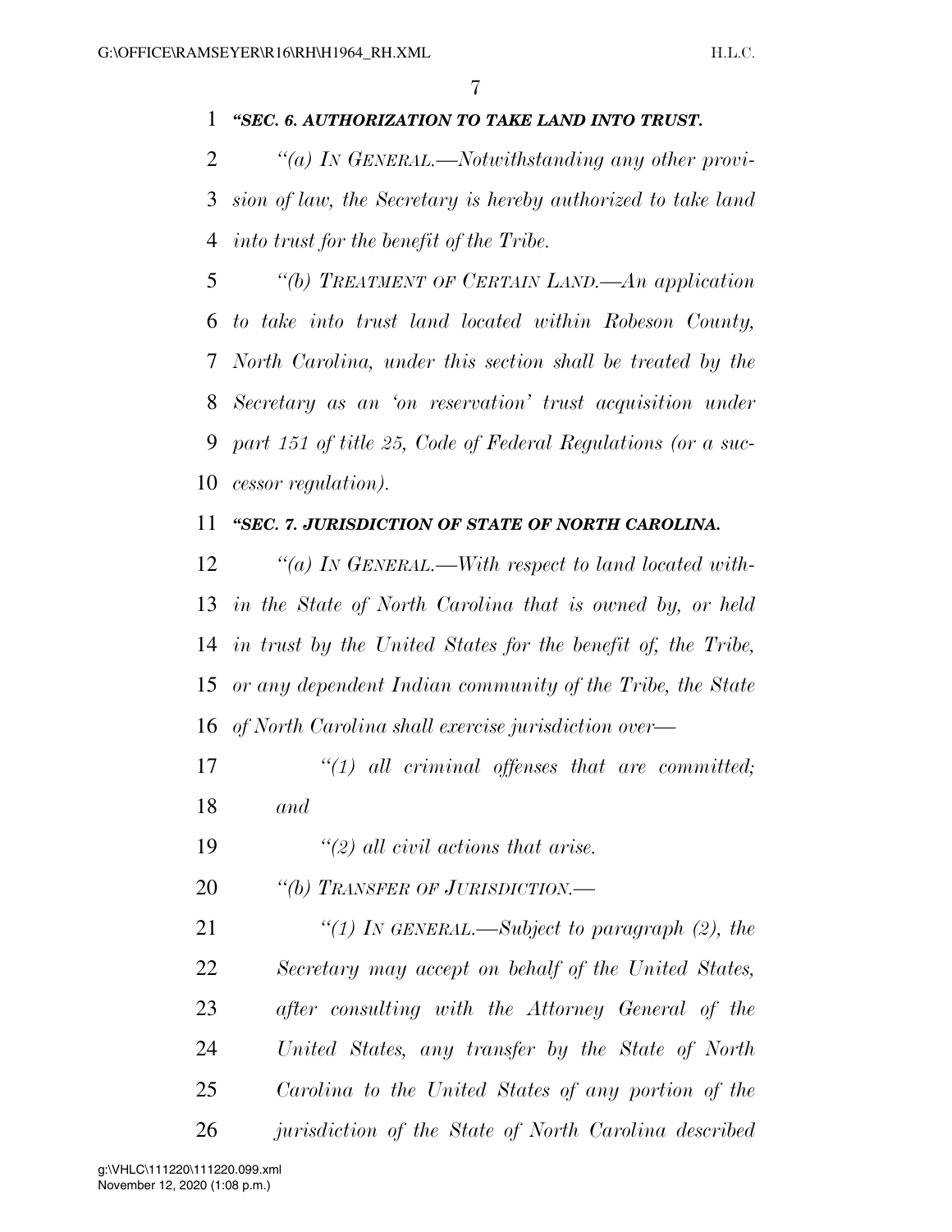***"SEC. 6. AUTHORIZATION TO TAKE LAND INTO TRUST.***

*"(a) IN GENERAL.—Notwithstanding any other provision of law, the Secretary is hereby authorized to take land into trust for the benefit of the Tribe.*

*"(b) TREATMENT OF CERTAIN LAND.—An application to take into trust land located within Robeson County, North Carolina, under this section shall be treated by the Secretary as an 'on reservation' trust acquisition under part 151 of title 25, Code of Federal Regulations (or a successor regulation).*

***"SEC. 7. JURISDICTION OF STATE OF NORTH CAROLINA.***

*"(a) IN GENERAL.—With respect to land located within the State of North Carolina that is owned by, or held in trust by the United States for the benefit of, the Tribe, or any dependent Indian community of the Tribe, the State of North Carolina shall exercise jurisdiction over—*

*"(1) all criminal offenses that are committed; and*

*"(2) all civil actions that arise.*

*"(b) TRANSFER OF JURISDICTION.—*

*"(1) IN GENERAL.—Subject to paragraph (2), the Secretary may accept on behalf of the United States, after consulting with the Attorney General of the United States, any transfer by the State of North Carolina to the United States of any portion of the jurisdiction of the State of North Carolina described*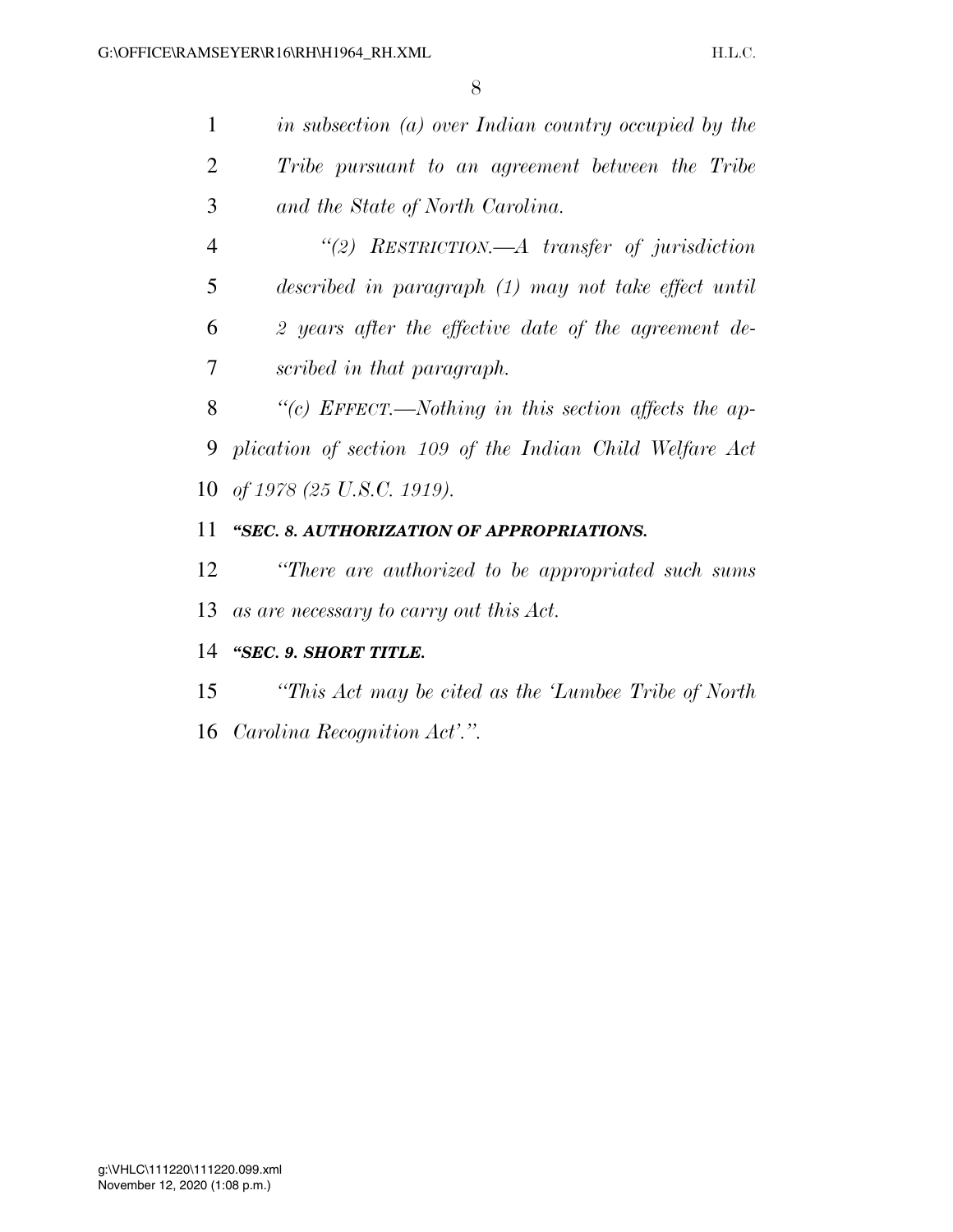*in subsection (a) over Indian country occupied by the Tribe pursuant to an agreement between the Tribe and the State of North Carolina.*

*"(2) RESTRICTION.—A transfer of jurisdiction described in paragraph (1) may not take effect until 2 years after the effective date of the agreement described in that paragraph.*

*"(c) EFFECT.—Nothing in this section affects the application of section 109 of the Indian Child Welfare Act of 1978 (25 U.S.C. 1919).*

***"SEC. 8. AUTHORIZATION OF APPROPRIATIONS.***

*"There are authorized to be appropriated such sums as are necessary to carry out this Act.*

***"SEC. 9. SHORT TITLE.***

*"This Act may be cited as the 'Lumbee Tribe of North Carolina Recognition Act'.".*